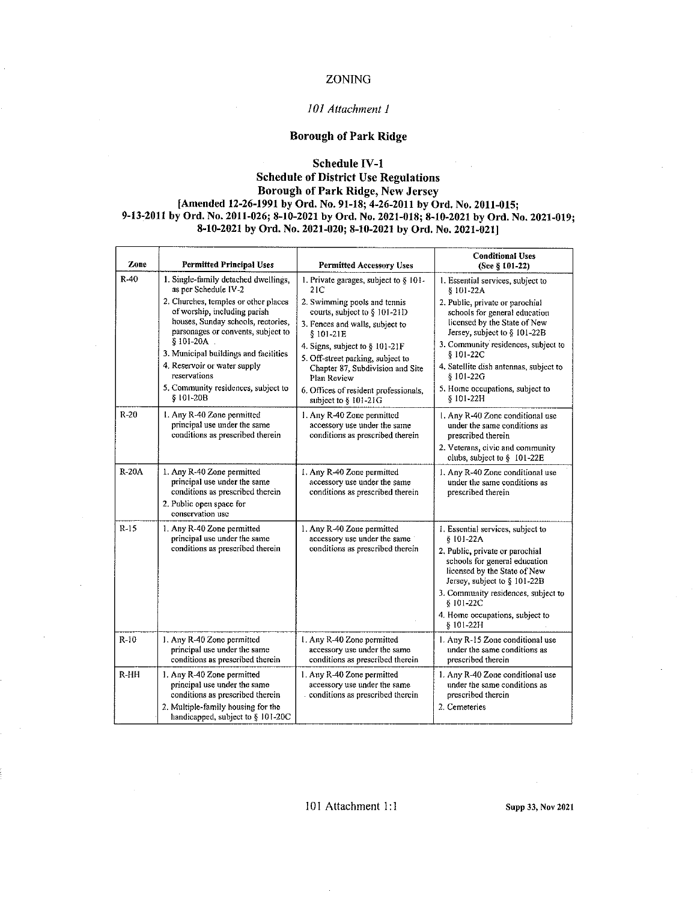# ZONING

*101 Attachment 1*

## Borough of Park Ridge

### Schedule IV-1
### Schedule of District Use Regulations
### Borough of Park Ridge, New Jersey

**[Amended 12-26-1991 by Ord. No. 91-18; 4-26-2011 by Ord. No. 2011-015; 9-13-2011 by Ord. No. 2011-026; 8-10-2021 by Ord. No. 2021-018; 8-10-2021 by Ord. No. 2021-019; 8-10-2021 by Ord. No. 2021-020; 8-10-2021 by Ord. No. 2021-021]**

| Zone | Permitted Principal Uses | Permitted Accessory Uses | Conditional Uses (See § 101-22) |
|---|---|---|---|
| R-40 | 1. Single-family detached dwellings, as per Schedule IV-2<br>2. Churches, temples or other places of worship, including parish houses, Sunday schools, rectories, parsonages or convents, subject to § 101-20A<br>3. Municipal buildings and facilities<br>4. Reservoir or water supply reservations<br>5. Community residences, subject to § 101-20B | 1. Private garages, subject to § 101-21C<br>2. Swimming pools and tennis courts, subject to § 101-21D<br>3. Fences and walls, subject to § 101-21E<br>4. Signs, subject to § 101-21F<br>5. Off-street parking, subject to Chapter 87, Subdivision and Site Plan Review<br>6. Offices of resident professionals, subject to § 101-21G | 1. Essential services, subject to § 101-22A<br>2. Public, private or parochial schools for general education licensed by the State of New Jersey, subject to § 101-22B<br>3. Community residences, subject to § 101-22C<br>4. Satellite dish antennas, subject to § 101-22G<br>5. Home occupations, subject to § 101-22H |
| R-20 | 1. Any R-40 Zone permitted principal use under the same conditions as prescribed therein | 1. Any R-40 Zone permitted accessory use under the same conditions as prescribed therein | 1. Any R-40 Zone conditional use under the same conditions as prescribed therein<br>2. Veterans, civic and community clubs, subject to § 101-22E |
| R-20A | 1. Any R-40 Zone permitted principal use under the same conditions as prescribed therein<br>2. Public open space for conservation use | 1. Any R-40 Zone permitted accessory use under the same conditions as prescribed therein | 1. Any R-40 Zone conditional use under the same conditions as prescribed therein |
| R-15 | 1. Any R-40 Zone permitted principal use under the same conditions as prescribed therein | 1. Any R-40 Zone permitted accessory use under the same conditions as prescribed therein | 1. Essential services, subject to § 101-22A<br>2. Public, private or parochial schools for general education licensed by the State of New Jersey, subject to § 101-22B<br>3. Community residences, subject to § 101-22C<br>4. Home occupations, subject to § 101-22H |
| R-10 | 1. Any R-40 Zone permitted principal use under the same conditions as prescribed therein | 1. Any R-40 Zone permitted accessory use under the same conditions as prescribed therein | 1. Any R-15 Zone conditional use under the same conditions as prescribed therein |
| R-HH | 1. Any R-40 Zone permitted principal use under the same conditions as prescribed therein<br>2. Multiple-family housing for the handicapped, subject to § 101-20C | 1. Any R-40 Zone permitted accessory use under the same conditions as prescribed therein | 1. Any R-40 Zone conditional use under the same conditions as prescribed therein<br>2. Cemeteries |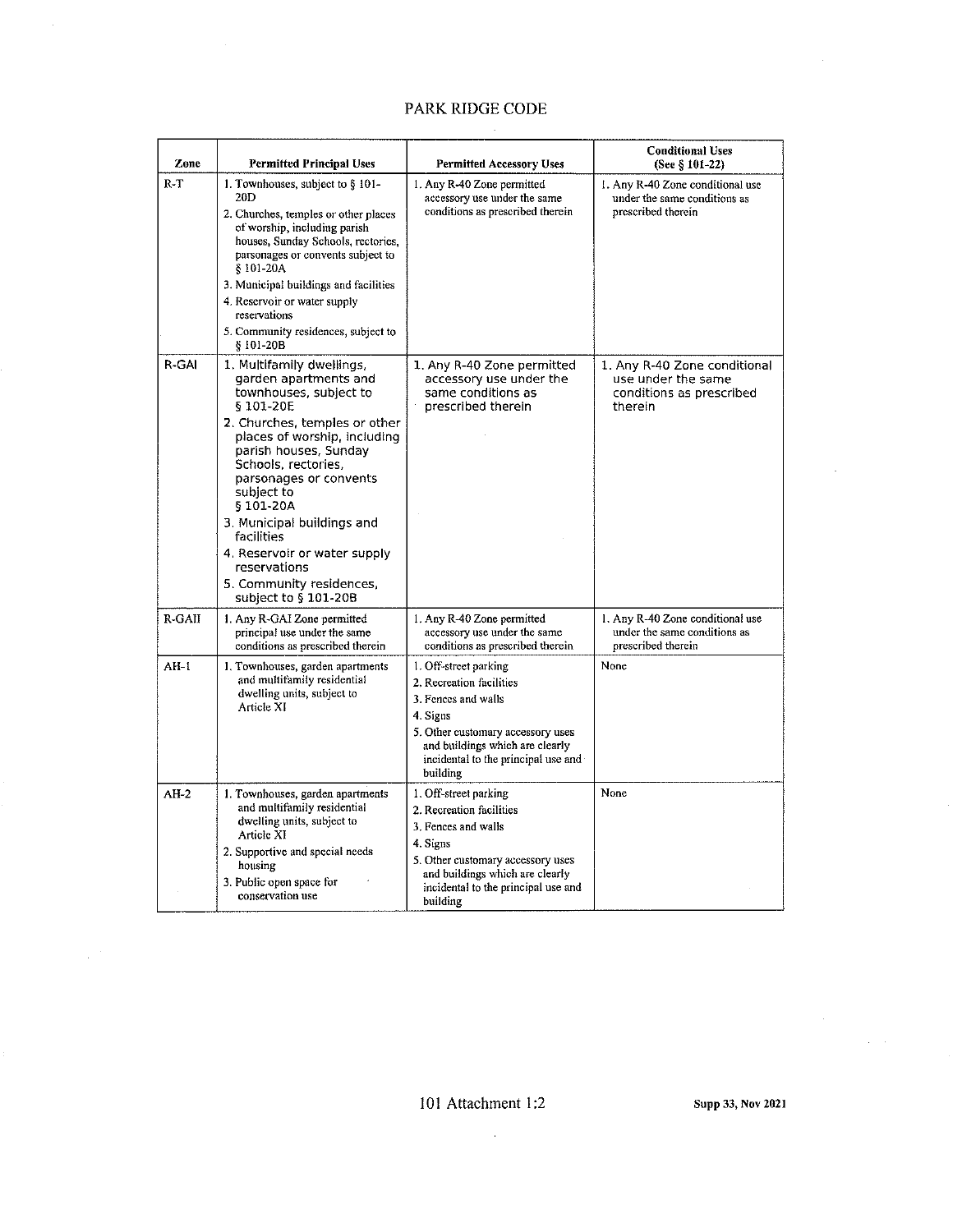| Zone | Permitted Principal Uses | Permitted Accessory Uses | Conditional Uses (See § 101-22) |
|---|---|---|---|
| R-T | 1. Townhouses, subject to § 101-20D<br>2. Churches, temples or other places of worship, including parish houses, Sunday Schools, rectories, parsonages or convents subject to § 101-20A<br>3. Municipal buildings and facilities<br>4. Reservoir or water supply reservations<br>5. Community residences, subject to § 101-20B | 1. Any R-40 Zone permitted accessory use under the same conditions as prescribed therein | 1. Any R-40 Zone conditional use under the same conditions as prescribed therein |
| R-GAI | 1. Multifamily dwellings, garden apartments and townhouses, subject to § 101-20E<br>2. Churches, temples or other places of worship, including parish houses, Sunday Schools, rectories, parsonages or convents subject to § 101-20A<br>3. Municipal buildings and facilities<br>4. Reservoir or water supply reservations<br>5. Community residences, subject to § 101-20B | 1. Any R-40 Zone permitted accessory use under the same conditions as prescribed therein | 1. Any R-40 Zone conditional use under the same conditions as prescribed therein |
| R-GAII | 1. Any R-GAI Zone permitted principal use under the same conditions as prescribed therein | 1. Any R-40 Zone permitted accessory use under the same conditions as prescribed therein | 1. Any R-40 Zone conditional use under the same conditions as prescribed therein |
| AH-1 | 1. Townhouses, garden apartments and multifamily residential dwelling units, subject to Article XI | 1. Off-street parking<br>2. Recreation facilities<br>3. Fences and walls<br>4. Signs<br>5. Other customary accessory uses and buildings which are clearly incidental to the principal use and building | None |
| AH-2 | 1. Townhouses, garden apartments and multifamily residential dwelling units, subject to Article XI<br>2. Supportive and special needs housing<br>3. Public open space for conservation use | 1. Off-street parking<br>2. Recreation facilities<br>3. Fences and walls<br>4. Signs<br>5. Other customary accessory uses and buildings which are clearly incidental to the principal use and building | None |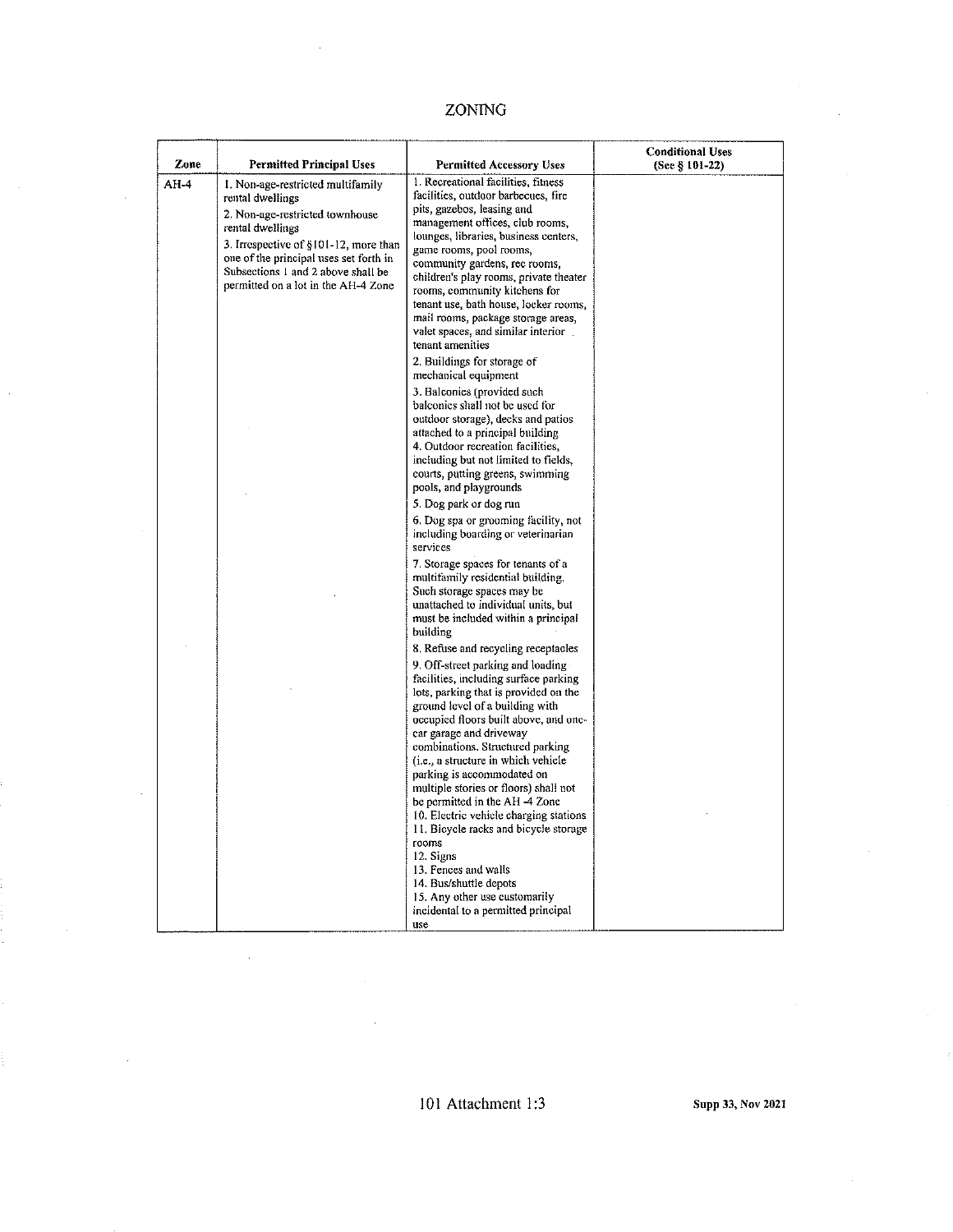# ZONING

| Zone | Permitted Principal Uses | Permitted Accessory Uses | Conditional Uses (See § 101-22) |
| --- | --- | --- | --- |
| AH-4 | 1. Non-age-restricted multifamily rental dwellings<br>2. Non-age-restricted townhouse rental dwellings<br>3. Irrespective of §101-12, more than one of the principal uses set forth in Subsections 1 and 2 above shall be permitted on a lot in the AH-4 Zone | 1. Recreational facilities, fitness facilities, outdoor barbecues, fire pits, gazebos, leasing and management offices, club rooms, lounges, libraries, business centers, game rooms, pool rooms, community gardens, rec rooms, children's play rooms, private theater rooms, community kitchens for tenant use, bath house, locker rooms, mail rooms, package storage areas, valet spaces, and similar interior tenant amenities<br>2. Buildings for storage of mechanical equipment<br>3. Balconies (provided such balconies shall not be used for outdoor storage), decks and patios attached to a principal building<br>4. Outdoor recreation facilities, including but not limited to fields, courts, putting greens, swimming pools, and playgrounds<br>5. Dog park or dog run<br>6. Dog spa or grooming facility, not including boarding or veterinarian services<br>7. Storage spaces for tenants of a multifamily residential building. Such storage spaces may be unattached to individual units, but must be included within a principal building<br>8. Refuse and recycling receptacles<br>9. Off-street parking and loading facilities, including surface parking lots, parking that is provided on the ground level of a building with occupied floors built above, and one-car garage and driveway combinations. Structured parking (i.e., a structure in which vehicle parking is accommodated on multiple stories or floors) shall not be permitted in the AH-4 Zone<br>10. Electric vehicle charging stations<br>11. Bicycle racks and bicycle storage rooms<br>12. Signs<br>13. Fences and walls<br>14. Bus/shuttle depots<br>15. Any other use customarily incidental to a permitted principal use | |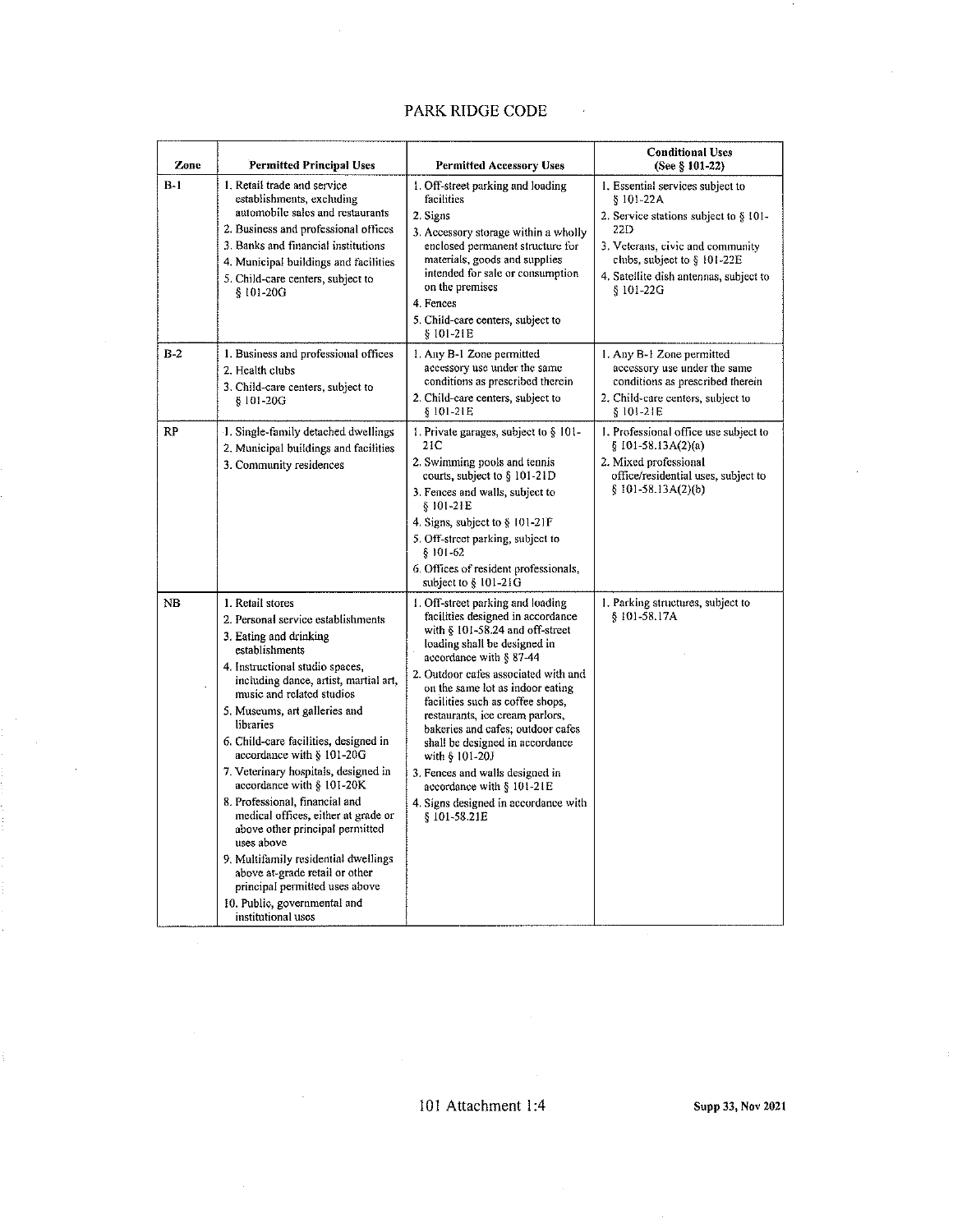| Zone | Permitted Principal Uses | Permitted Accessory Uses | Conditional Uses (See § 101-22) |
| --- | --- | --- | --- |
| B-1 | 1. Retail trade and service establishments, excluding automobile sales and restaurants<br>2. Business and professional offices<br>3. Banks and financial institutions<br>4. Municipal buildings and facilities<br>5. Child-care centers, subject to § 101-20G | 1. Off-street parking and loading facilities<br>2. Signs<br>3. Accessory storage within a wholly enclosed permanent structure for materials, goods and supplies intended for sale or consumption on the premises<br>4. Fences<br>5. Child-care centers, subject to § 101-21E | 1. Essential services subject to § 101-22A<br>2. Service stations subject to § 101-22D<br>3. Veterans, civic and community clubs, subject to § 101-22E<br>4. Satellite dish antennas, subject to § 101-22G |
| B-2 | 1. Business and professional offices<br>2. Health clubs<br>3. Child-care centers, subject to § 101-20G | 1. Any B-1 Zone permitted accessory use under the same conditions as prescribed therein<br>2. Child-care centers, subject to § 101-21E | 1. Any B-1 Zone permitted accessory use under the same conditions as prescribed therein<br>2. Child-care centers, subject to § 101-21E |
| RP | 1. Single-family detached dwellings<br>2. Municipal buildings and facilities<br>3. Community residences | 1. Private garages, subject to § 101-21C<br>2. Swimming pools and tennis courts, subject to § 101-21D<br>3. Fences and walls, subject to § 101-21E<br>4. Signs, subject to § 101-21F<br>5. Off-street parking, subject to § 101-62<br>6. Offices of resident professionals, subject to § 101-21G | 1. Professional office use subject to § 101-58.13A(2)(a)<br>2. Mixed professional office/residential uses, subject to § 101-58.13A(2)(b) |
| NB | 1. Retail stores<br>2. Personal service establishments<br>3. Eating and drinking establishments<br>4. Instructional studio spaces, including dance, artist, martial art, music and related studios<br>5. Museums, art galleries and libraries<br>6. Child-care facilities, designed in accordance with § 101-20G<br>7. Veterinary hospitals, designed in accordance with § 101-20K<br>8. Professional, financial and medical offices, either at grade or above other principal permitted uses above<br>9. Multifamily residential dwellings above at-grade retail or other principal permitted uses above<br>10. Public, governmental and institutional uses | 1. Off-street parking and loading facilities designed in accordance with § 101-58.24 and off-street loading shall be designed in accordance with § 87-44<br>2. Outdoor cafes associated with and on the same lot as indoor eating facilities such as coffee shops, restaurants, ice cream parlors, bakeries and cafes; outdoor cafes shall be designed in accordance with § 101-20J<br>3. Fences and walls designed in accordance with § 101-21E<br>4. Signs designed in accordance with § 101-58.21E | 1. Parking structures, subject to § 101-58.17A |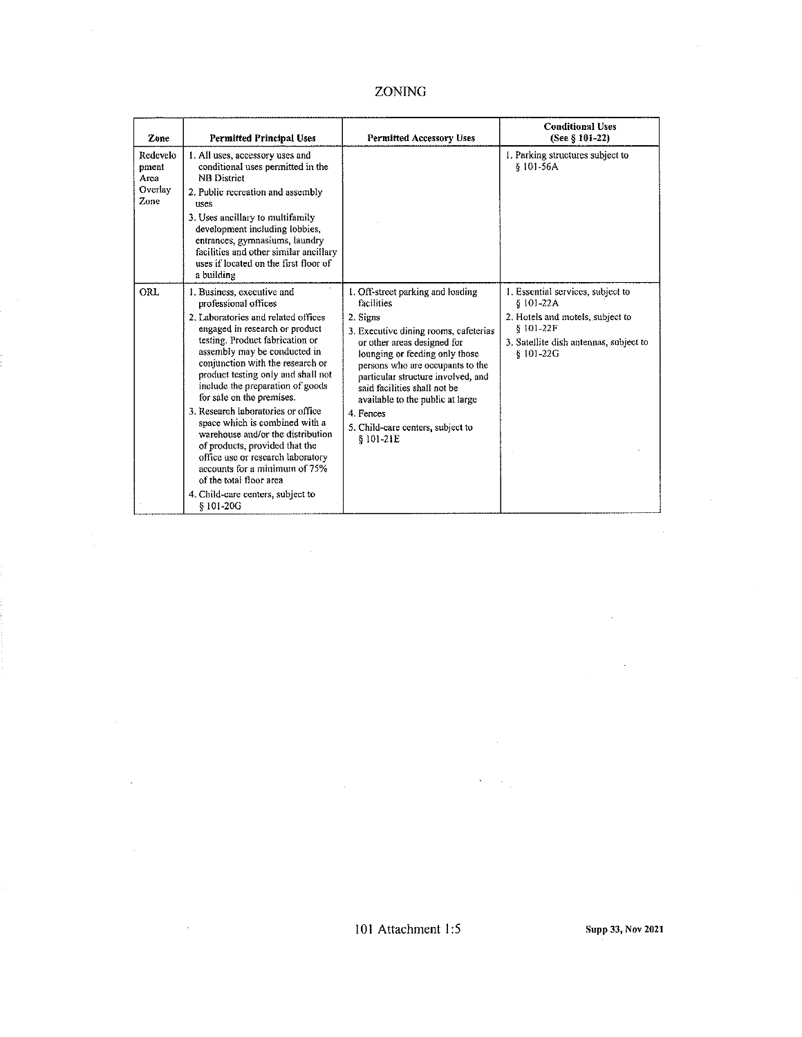# ZONING

| Zone | Permitted Principal Uses | Permitted Accessory Uses | Conditional Uses (See § 101-22) |
|---|---|---|---|
| Redevelopment Area Overlay Zone | 1. All uses, accessory uses and conditional uses permitted in the NB District<br>2. Public recreation and assembly uses<br>3. Uses ancillary to multifamily development including lobbies, entrances, gymnasiums, laundry facilities and other similar ancillary uses if located on the first floor of a building | | 1. Parking structures subject to § 101-56A |
| ORL | 1. Business, executive and professional offices<br>2. Laboratories and related offices engaged in research or product testing. Product fabrication or assembly may be conducted in conjunction with the research or product testing only and shall not include the preparation of goods for sale on the premises.<br>3. Research laboratories or office space which is combined with a warehouse and/or the distribution of products, provided that the office use or research laboratory accounts for a minimum of 75% of the total floor area<br>4. Child-care centers, subject to § 101-20G | 1. Off-street parking and loading facilities<br>2. Signs<br>3. Executive dining rooms, cafeterias or other areas designed for lounging or feeding only those persons who are occupants to the particular structure involved, and said facilities shall not be available to the public at large<br>4. Fences<br>5. Child-care centers, subject to § 101-21E | 1. Essential services, subject to § 101-22A<br>2. Hotels and motels, subject to § 101-22F<br>3. Satellite dish antennas, subject to § 101-22G |